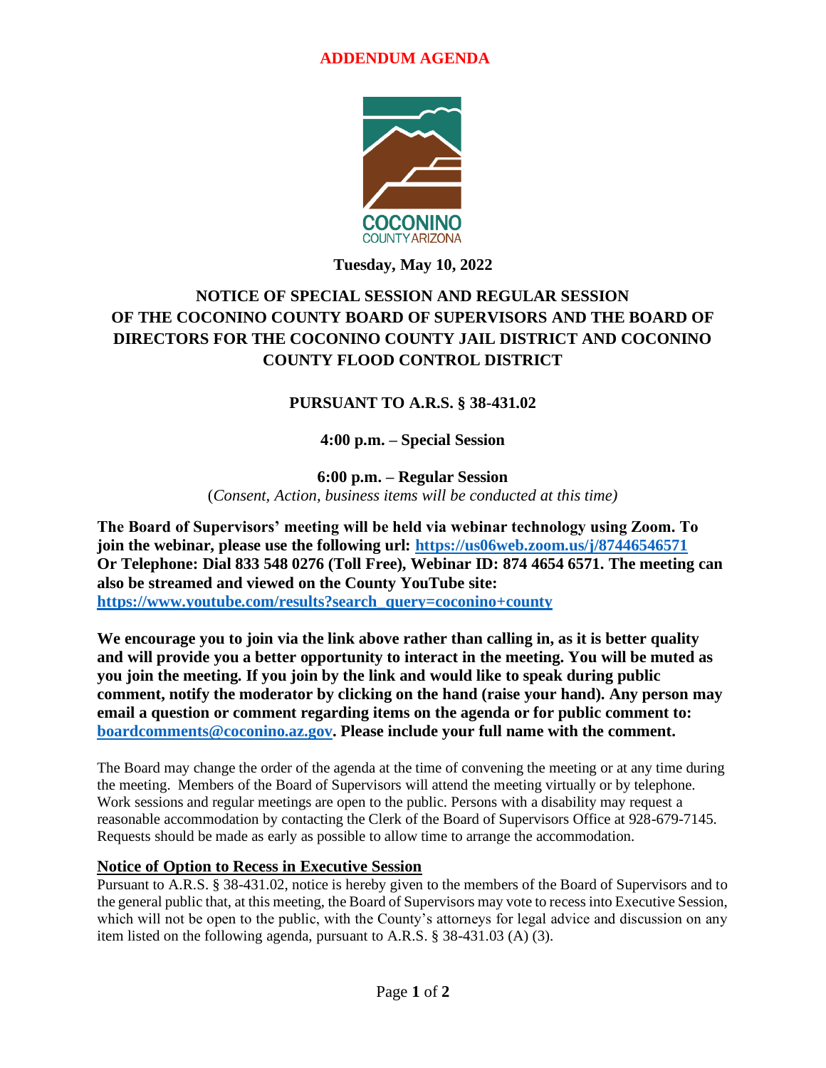**ADDENDUM AGENDA**

**Tuesday, May 10, 2022**

# NOTICE OF SPECIAL SESSION AND REGULAR SESSION OF THE COCONINO COUNTY BOARD OF SUPERVISORS AND THE BOARD OF DIRECTORS FOR THE COCONINO COUNTY JAIL DISTRICT AND COCONINO COUNTY FLOOD CONTROL DISTRICT

## PURSUANT TO A.R.S. § 38-431.02

**4:00 p.m. – Special Session**

**6:00 p.m. – Regular Session**
(*Consent, Action, business items will be conducted at this time)*

**The Board of Supervisors' meeting will be held via webinar technology using Zoom. To join the webinar, please use the following url: [https://us06web.zoom.us/j/87446546571](https://us06web.zoom.us/j/87446546571) Or Telephone: Dial 833 548 0276 (Toll Free), Webinar ID: 874 4654 6571. The meeting can also be streamed and viewed on the County YouTube site: [https://www.youtube.com/results?search_query=coconino+county](https://www.youtube.com/results?search_query=coconino+county)**

**We encourage you to join via the link above rather than calling in, as it is better quality and will provide you a better opportunity to interact in the meeting. You will be muted as you join the meeting. If you join by the link and would like to speak during public comment, notify the moderator by clicking on the hand (raise your hand). Any person may email a question or comment regarding items on the agenda or for public comment to: [boardcomments@coconino.az.gov](mailto:boardcomments@coconino.az.gov). Please include your full name with the comment.**

The Board may change the order of the agenda at the time of convening the meeting or at any time during the meeting. Members of the Board of Supervisors will attend the meeting virtually or by telephone. Work sessions and regular meetings are open to the public. Persons with a disability may request a reasonable accommodation by contacting the Clerk of the Board of Supervisors Office at 928-679-7145. Requests should be made as early as possible to allow time to arrange the accommodation.

**Notice of Option to Recess in Executive Session**

Pursuant to A.R.S. § 38-431.02, notice is hereby given to the members of the Board of Supervisors and to the general public that, at this meeting, the Board of Supervisors may vote to recess into Executive Session, which will not be open to the public, with the County's attorneys for legal advice and discussion on any item listed on the following agenda, pursuant to A.R.S. § 38-431.03 (A) (3).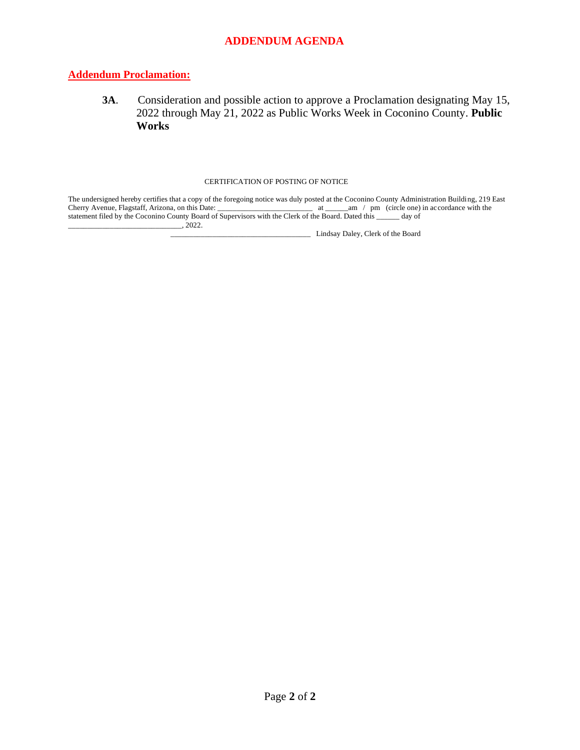# ADDENDUM AGENDA

## Addendum Proclamation:

**3A**. Consideration and possible action to approve a Proclamation designating May 15, 2022 through May 21, 2022 as Public Works Week in Coconino County. **Public Works**

CERTIFICATION OF POSTING OF NOTICE

The undersigned hereby certifies that a copy of the foregoing notice was duly posted at the Coconino County Administration Building, 219 East Cherry Avenue, Flagstaff, Arizona, on this Date: _________________________ at ______am / pm (circle one) in accordance with the statement filed by the Coconino County Board of Supervisors with the Clerk of the Board. Dated this ______ day of ______________________________, 2022.

____________________________________ Lindsay Daley, Clerk of the Board